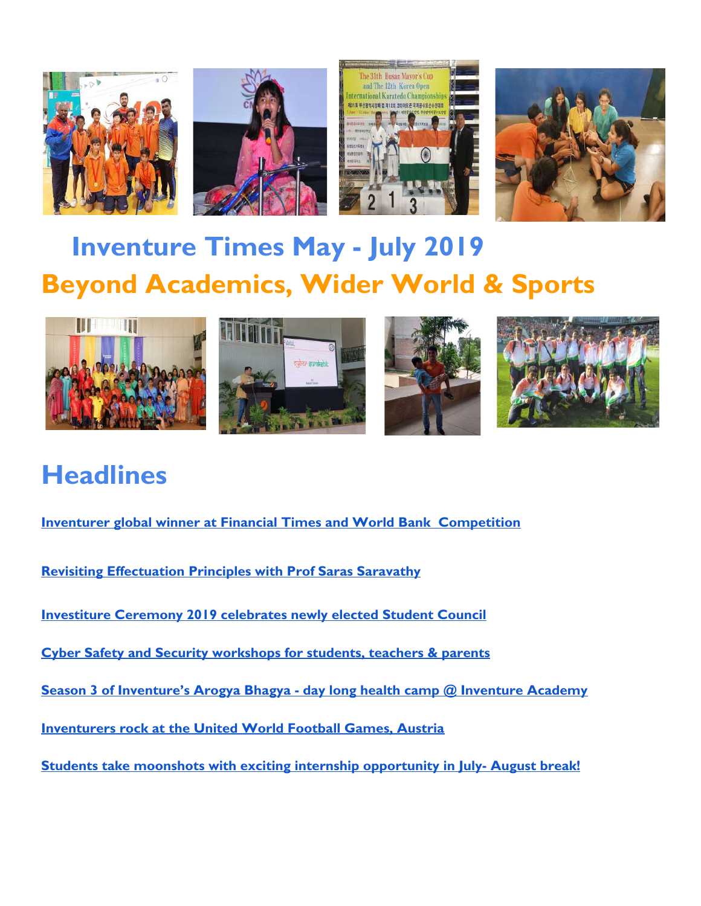# Inventure Times May - July 2019

## Beyond Academics, Wider World & Sports

# Headlines

**Inventurer global winner at Financial Times and World Bank Competition**

**Revisiting Effectuation Principles with Prof Saras Saravathy**

**Investiture Ceremony 2019 celebrates newly elected Student Council**

**Cyber Safety and Security workshops for students, teachers & parents**

**Season 3 of Inventure's Arogya Bhagya - day long health camp @ Inventure Academy**

**Inventurers rock at the United World Football Games, Austria**

**Students take moonshots with exciting internship opportunity in July- August break!**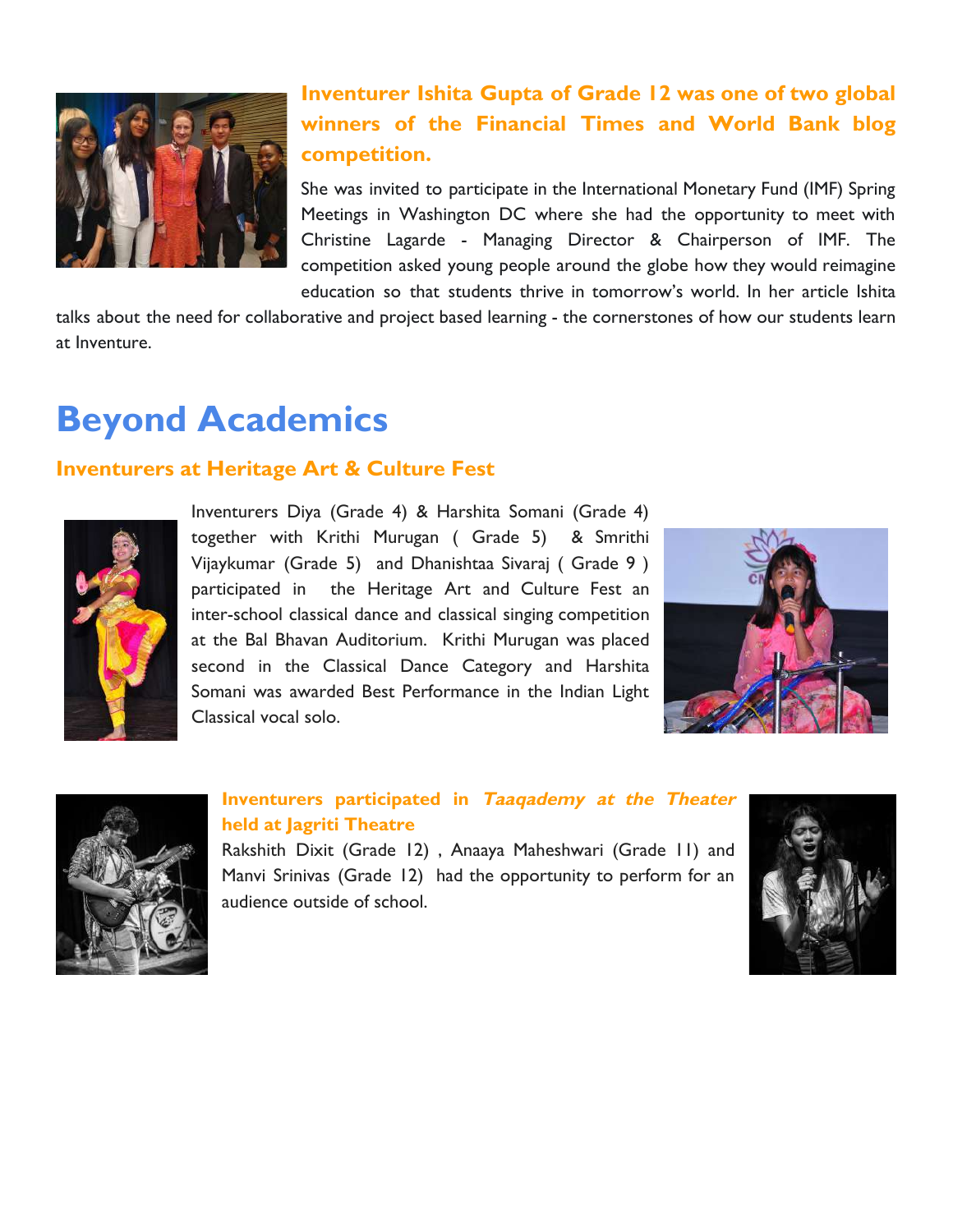**Inventurer Ishita Gupta of Grade 12 was one of two global winners of the Financial Times and World Bank blog competition.**

She was invited to participate in the International Monetary Fund (IMF) Spring Meetings in Washington DC where she had the opportunity to meet with Christine Lagarde - Managing Director & Chairperson of IMF. The competition asked young people around the globe how they would reimagine education so that students thrive in tomorrow's world. In her article Ishita talks about the need for collaborative and project based learning - the cornerstones of how our students learn at Inventure.

# Beyond Academics

## Inventurers at Heritage Art & Culture Fest

Inventurers Diya (Grade 4) & Harshita Somani (Grade 4) together with Krithi Murugan ( Grade 5) & Smrithi Vijaykumar (Grade 5) and Dhanishtaa Sivaraj ( Grade 9 ) participated in the Heritage Art and Culture Fest an inter-school classical dance and classical singing competition at the Bal Bhavan Auditorium. Krithi Murugan was placed second in the Classical Dance Category and Harshita Somani was awarded Best Performance in the Indian Light Classical vocal solo.

**Inventurers participated in *Taaqademy at the Theater* held at Jagriti Theatre**

Rakshith Dixit (Grade 12) , Anaaya Maheshwari (Grade 11) and Manvi Srinivas (Grade 12) had the opportunity to perform for an audience outside of school.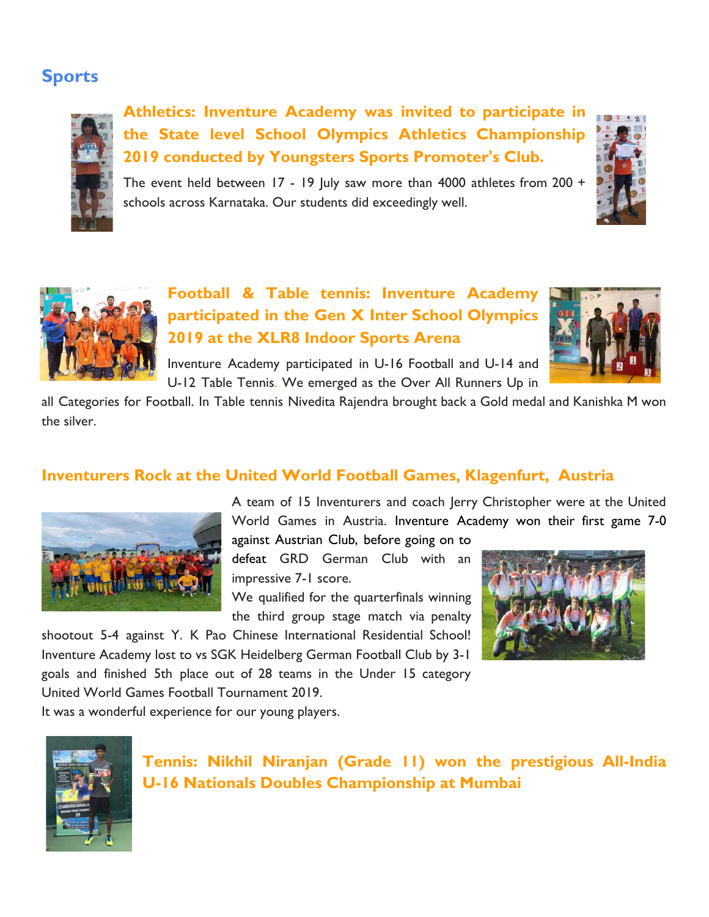## Sports

**Athletics: Inventure Academy was invited to participate in the State level School Olympics Athletics Championship 2019 conducted by Youngsters Sports Promoter's Club.**

The event held between 17 - 19 July saw more than 4000 athletes from 200 + schools across Karnataka. Our students did exceedingly well.

**Football & Table tennis: Inventure Academy participated in the Gen X Inter School Olympics 2019 at the XLR8 Indoor Sports Arena**

Inventure Academy participated in U-16 Football and U-14 and U-12 Table Tennis. We emerged as the Over All Runners Up in all Categories for Football. In Table tennis Nivedita Rajendra brought back a Gold medal and Kanishka M won the silver.

### Inventurers Rock at the United World Football Games, Klagenfurt, Austria

A team of 15 Inventurers and coach Jerry Christopher were at the United World Games in Austria. Inventure Academy won their first game 7-0 against Austrian Club, before going on to defeat GRD German Club with an impressive 7-1 score.

We qualified for the quarterfinals winning the third group stage match via penalty shootout 5-4 against Y. K Pao Chinese International Residential School! Inventure Academy lost to vs SGK Heidelberg German Football Club by 3-1 goals and finished 5th place out of 28 teams in the Under 15 category United World Games Football Tournament 2019.

It was a wonderful experience for our young players.

**Tennis: Nikhil Niranjan (Grade 11) won the prestigious All-India U-16 Nationals Doubles Championship at Mumbai**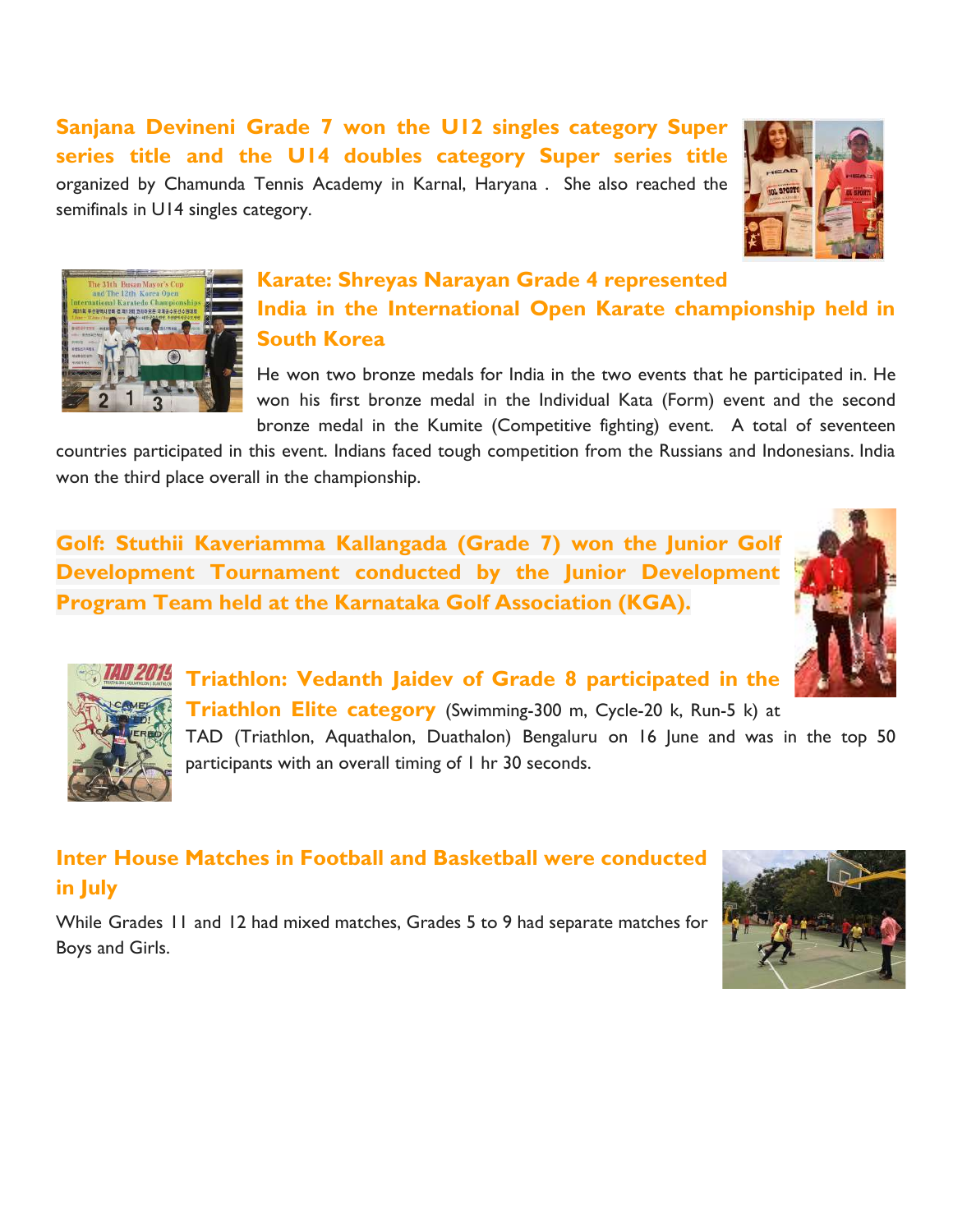### Sanjana Devineni Grade 7 won the U12 singles category Super series title and the U14 doubles category Super series title

organized by Chamunda Tennis Academy in Karnal, Haryana . She also reached the semifinals in U14 singles category.

### Karate: Shreyas Narayan Grade 4 represented India in the International Open Karate championship held in South Korea

He won two bronze medals for India in the two events that he participated in. He won his first bronze medal in the Individual Kata (Form) event and the second bronze medal in the Kumite (Competitive fighting) event. A total of seventeen countries participated in this event. Indians faced tough competition from the Russians and Indonesians. India won the third place overall in the championship.

### Golf: Stuthii Kaveriamma Kallangada (Grade 7) won the Junior Golf Development Tournament conducted by the Junior Development Program Team held at the Karnataka Golf Association (KGA).

### Triathlon: Vedanth Jaidev of Grade 8 participated in the Triathlon Elite category

(Swimming-300 m, Cycle-20 k, Run-5 k) at TAD (Triathlon, Aquathalon, Duathalon) Bengaluru on 16 June and was in the top 50 participants with an overall timing of 1 hr 30 seconds.

### Inter House Matches in Football and Basketball were conducted in July

While Grades 11 and 12 had mixed matches, Grades 5 to 9 had separate matches for Boys and Girls.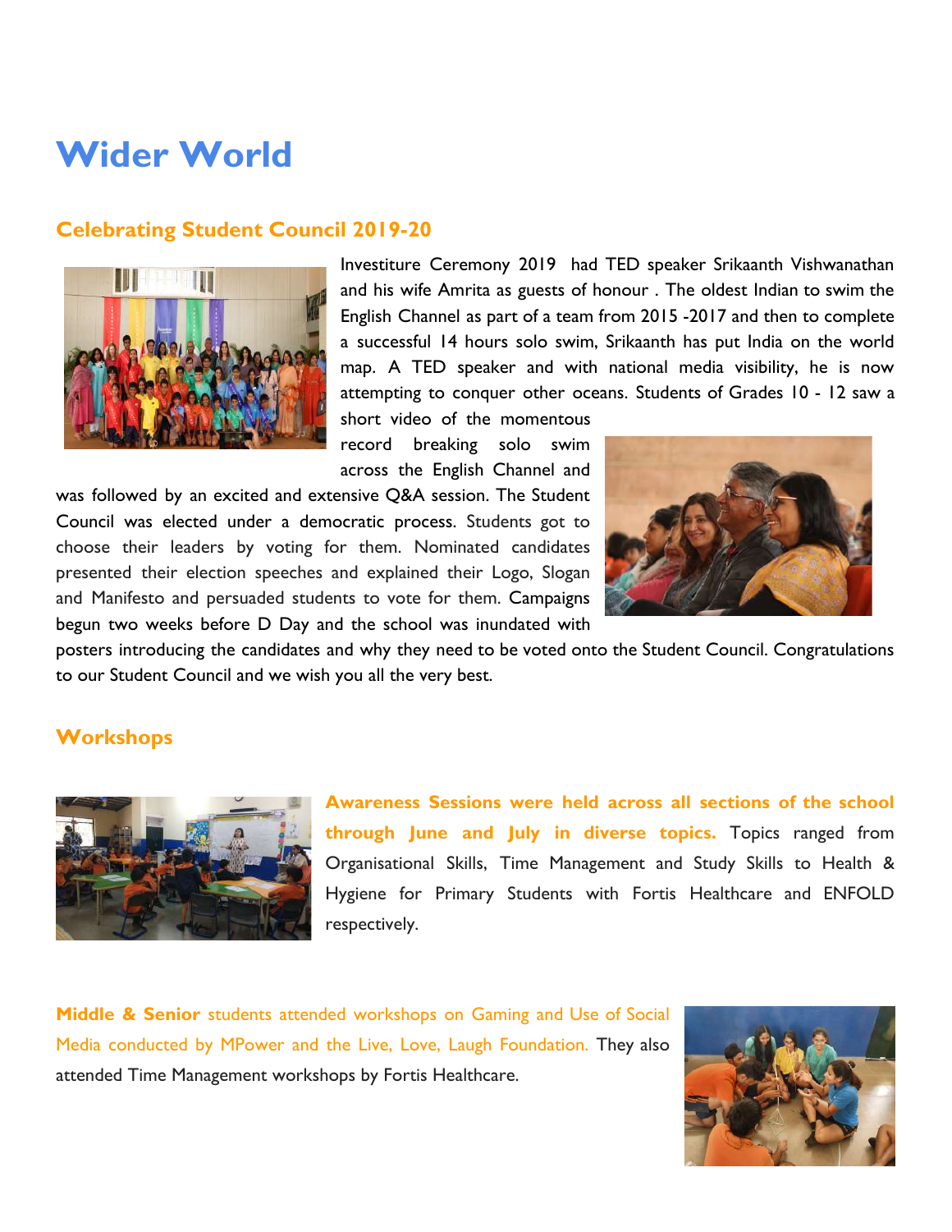# Wider World

## Celebrating Student Council 2019-20

Investiture Ceremony 2019 had TED speaker Srikaanth Vishwanathan and his wife Amrita as guests of honour . The oldest Indian to swim the English Channel as part of a team from 2015 -2017 and then to complete a successful 14 hours solo swim, Srikaanth has put India on the world map. A TED speaker and with national media visibility, he is now attempting to conquer other oceans. Students of Grades 10 - 12 saw a short video of the momentous record breaking solo swim across the English Channel and was followed by an excited and extensive Q&A session. The Student Council was elected under a democratic process. Students got to choose their leaders by voting for them. Nominated candidates presented their election speeches and explained their Logo, Slogan and Manifesto and persuaded students to vote for them. Campaigns begun two weeks before D Day and the school was inundated with posters introducing the candidates and why they need to be voted onto the Student Council. Congratulations to our Student Council and we wish you all the very best.

## Workshops

**Awareness Sessions were held across all sections of the school through June and July in diverse topics.** Topics ranged from Organisational Skills, Time Management and Study Skills to Health & Hygiene for Primary Students with Fortis Healthcare and ENFOLD respectively.

**Middle & Senior** students attended workshops on Gaming and Use of Social Media conducted by MPower and the Live, Love, Laugh Foundation. They also attended Time Management workshops by Fortis Healthcare.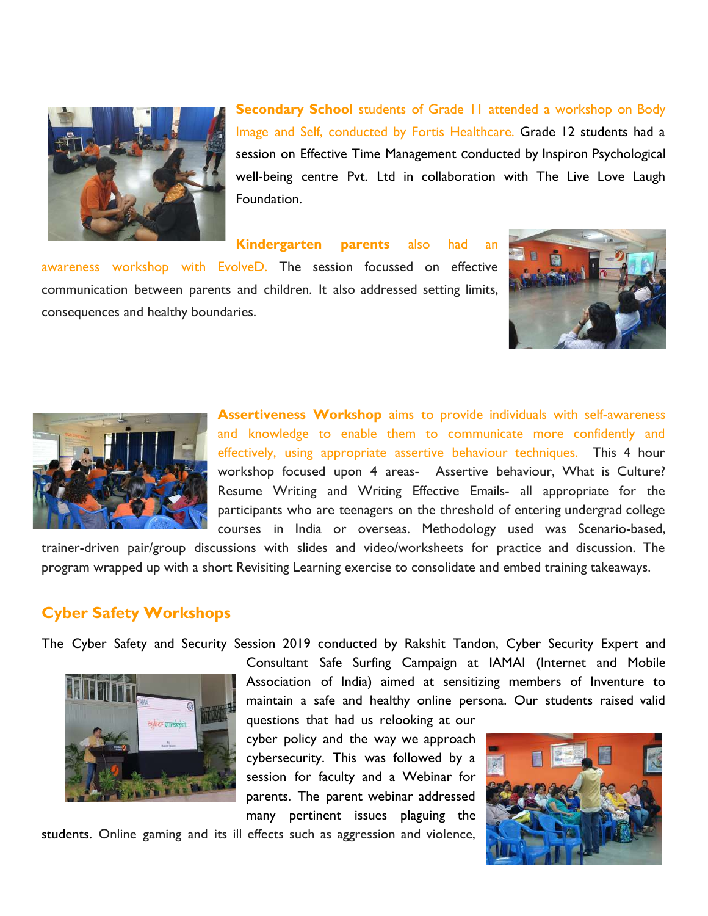**Secondary School** students of Grade 11 attended a workshop on Body Image and Self, conducted by Fortis Healthcare. Grade 12 students had a session on Effective Time Management conducted by Inspiron Psychological well-being centre Pvt. Ltd in collaboration with The Live Love Laugh Foundation.

**Kindergarten parents** also had an awareness workshop with EvolveD. The session focussed on effective communication between parents and children. It also addressed setting limits, consequences and healthy boundaries.

**Assertiveness Workshop** aims to provide individuals with self-awareness and knowledge to enable them to communicate more confidently and effectively, using appropriate assertive behaviour techniques. This 4 hour workshop focused upon 4 areas- Assertive behaviour, What is Culture? Resume Writing and Writing Effective Emails- all appropriate for the participants who are teenagers on the threshold of entering undergrad college courses in India or overseas. Methodology used was Scenario-based, trainer-driven pair/group discussions with slides and video/worksheets for practice and discussion. The program wrapped up with a short Revisiting Learning exercise to consolidate and embed training takeaways.

## Cyber Safety Workshops

The Cyber Safety and Security Session 2019 conducted by Rakshit Tandon, Cyber Security Expert and Consultant Safe Surfing Campaign at IAMAI (Internet and Mobile Association of India) aimed at sensitizing members of Inventure to maintain a safe and healthy online persona. Our students raised valid questions that had us relooking at our cyber policy and the way we approach cybersecurity. This was followed by a session for faculty and a Webinar for parents. The parent webinar addressed many pertinent issues plaguing the students. Online gaming and its ill effects such as aggression and violence,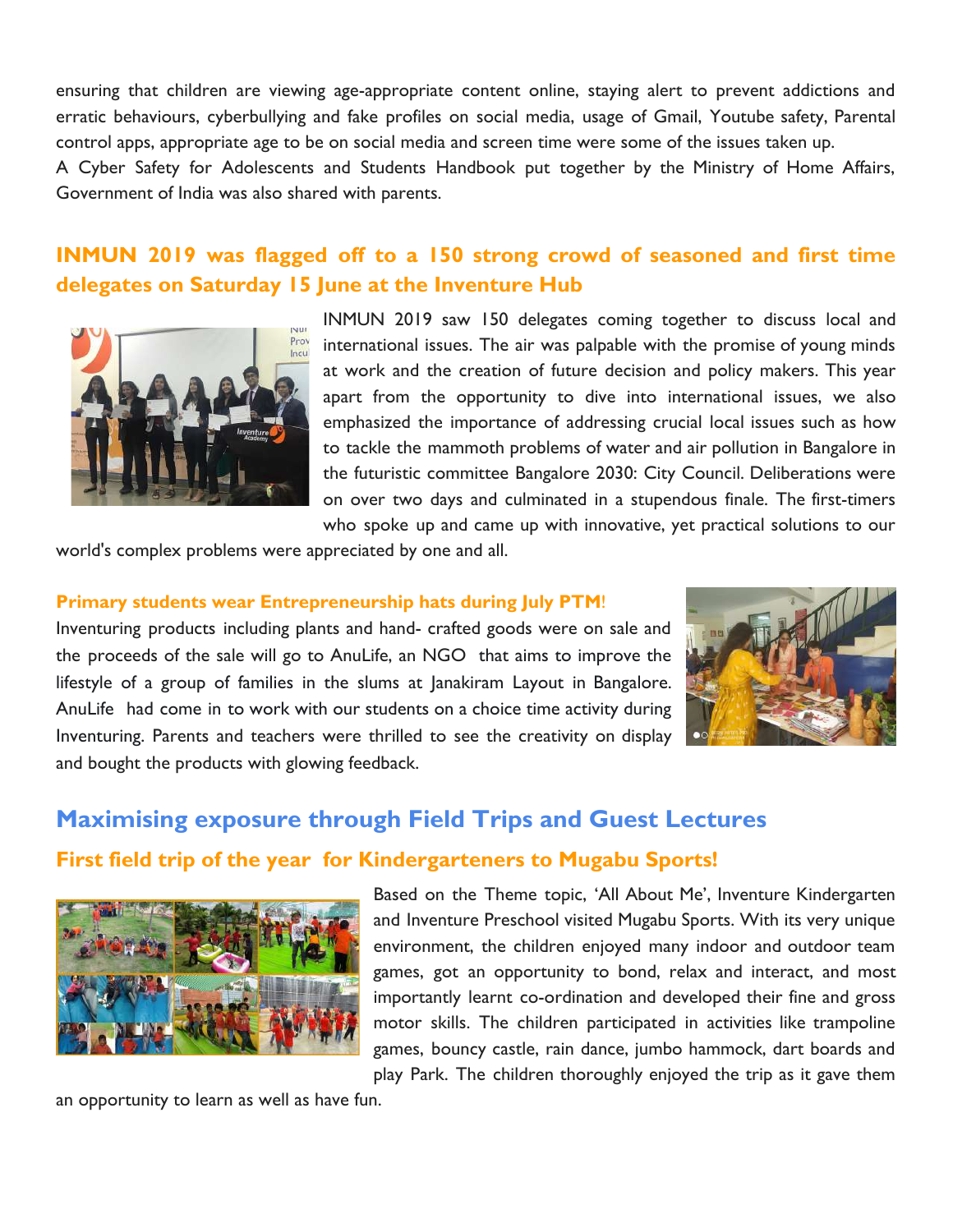ensuring that children are viewing age-appropriate content online, staying alert to prevent addictions and erratic behaviours, cyberbullying and fake profiles on social media, usage of Gmail, Youtube safety, Parental control apps, appropriate age to be on social media and screen time were some of the issues taken up.
A Cyber Safety for Adolescents and Students Handbook put together by the Ministry of Home Affairs, Government of India was also shared with parents.

### INMUN 2019 was flagged off to a 150 strong crowd of seasoned and first time delegates on Saturday 15 June at the Inventure Hub

INMUN 2019 saw 150 delegates coming together to discuss local and international issues. The air was palpable with the promise of young minds at work and the creation of future decision and policy makers. This year apart from the opportunity to dive into international issues, we also emphasized the importance of addressing crucial local issues such as how to tackle the mammoth problems of water and air pollution in Bangalore in the futuristic committee Bangalore 2030: City Council. Deliberations were on over two days and culminated in a stupendous finale. The first-timers who spoke up and came up with innovative, yet practical solutions to our world's complex problems were appreciated by one and all.

#### Primary students wear Entrepreneurship hats during July PTM!

Inventuring products including plants and hand- crafted goods were on sale and the proceeds of the sale will go to AnuLife, an NGO that aims to improve the lifestyle of a group of families in the slums at Janakiram Layout in Bangalore. AnuLife had come in to work with our students on a choice time activity during Inventuring. Parents and teachers were thrilled to see the creativity on display and bought the products with glowing feedback.

## Maximising exposure through Field Trips and Guest Lectures

### First field trip of the year for Kindergarteners to Mugabu Sports!

Based on the Theme topic, 'All About Me', Inventure Kindergarten and Inventure Preschool visited Mugabu Sports. With its very unique environment, the children enjoyed many indoor and outdoor team games, got an opportunity to bond, relax and interact, and most importantly learnt co-ordination and developed their fine and gross motor skills. The children participated in activities like trampoline games, bouncy castle, rain dance, jumbo hammock, dart boards and play Park. The children thoroughly enjoyed the trip as it gave them an opportunity to learn as well as have fun.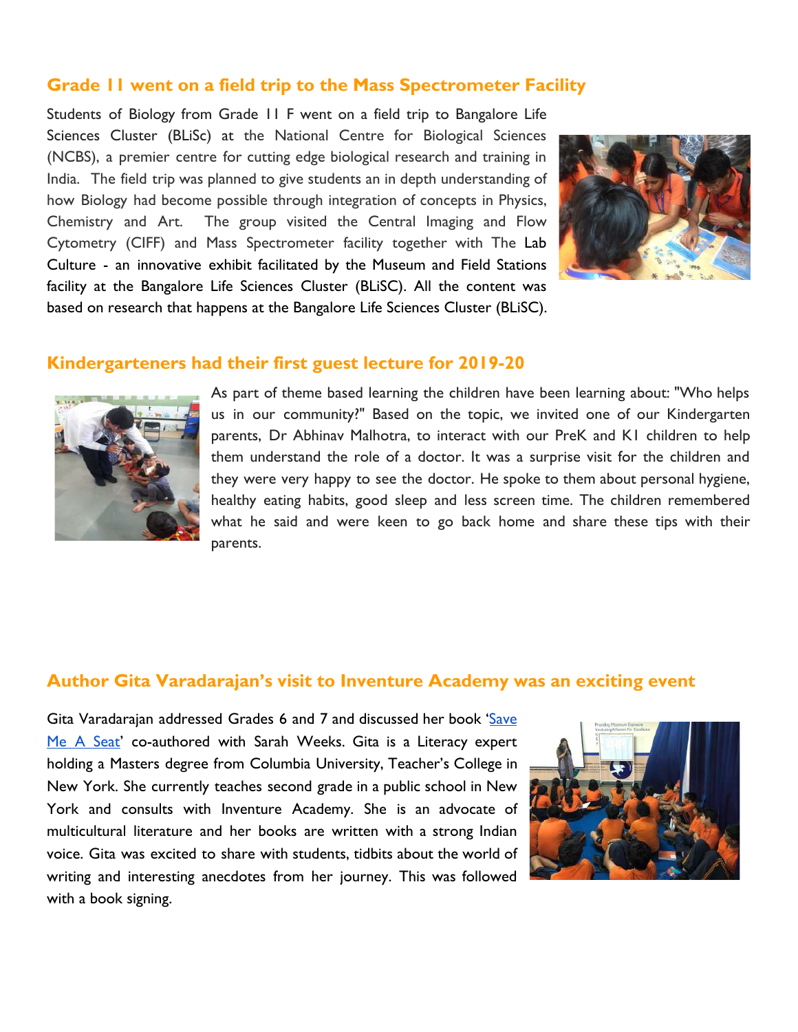## Grade 11 went on a field trip to the Mass Spectrometer Facility

Students of Biology from Grade 11 F went on a field trip to Bangalore Life Sciences Cluster (BLiSc) at the National Centre for Biological Sciences (NCBS), a premier centre for cutting edge biological research and training in India. The field trip was planned to give students an in depth understanding of how Biology had become possible through integration of concepts in Physics, Chemistry and Art. The group visited the Central Imaging and Flow Cytometry (CIFF) and Mass Spectrometer facility together with The Lab Culture - an innovative exhibit facilitated by the Museum and Field Stations facility at the Bangalore Life Sciences Cluster (BLiSC). All the content was based on research that happens at the Bangalore Life Sciences Cluster (BLiSC).

## Kindergarteners had their first guest lecture for 2019-20

As part of theme based learning the children have been learning about: "Who helps us in our community?" Based on the topic, we invited one of our Kindergarten parents, Dr Abhinav Malhotra, to interact with our PreK and K1 children to help them understand the role of a doctor. It was a surprise visit for the children and they were very happy to see the doctor. He spoke to them about personal hygiene, healthy eating habits, good sleep and less screen time. The children remembered what he said and were keen to go back home and share these tips with their parents.

## Author Gita Varadarajan's visit to Inventure Academy was an exciting event

Gita Varadarajan addressed Grades 6 and 7 and discussed her book 'Save Me A Seat' co-authored with Sarah Weeks. Gita is a Literacy expert holding a Masters degree from Columbia University, Teacher's College in New York. She currently teaches second grade in a public school in New York and consults with Inventure Academy. She is an advocate of multicultural literature and her books are written with a strong Indian voice. Gita was excited to share with students, tidbits about the world of writing and interesting anecdotes from her journey. This was followed with a book signing.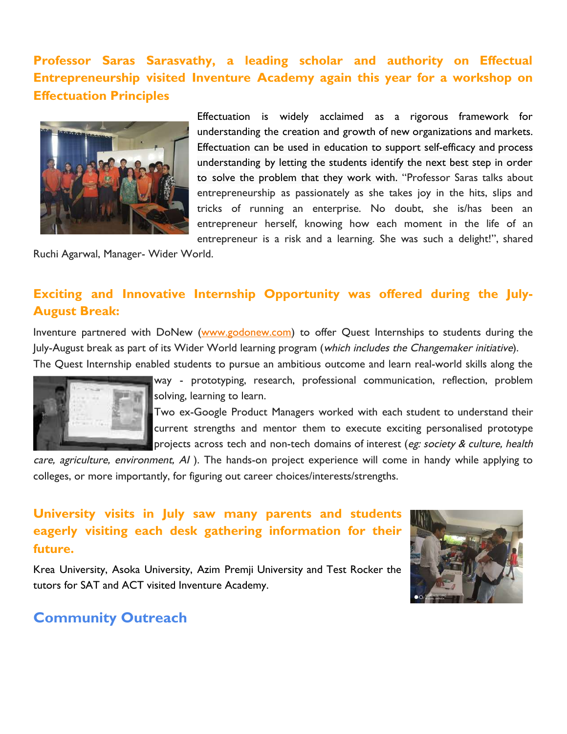## Professor Saras Sarasvathy, a leading scholar and authority on Effectual Entrepreneurship visited Inventure Academy again this year for a workshop on Effectuation Principles

Effectuation is widely acclaimed as a rigorous framework for understanding the creation and growth of new organizations and markets. Effectuation can be used in education to support self-efficacy and process understanding by letting the students identify the next best step in order to solve the problem that they work with. "Professor Saras talks about entrepreneurship as passionately as she takes joy in the hits, slips and tricks of running an enterprise. No doubt, she is/has been an entrepreneur herself, knowing how each moment in the life of an entrepreneur is a risk and a learning. She was such a delight!", shared Ruchi Agarwal, Manager- Wider World.

## Exciting and Innovative Internship Opportunity was offered during the July-August Break:

Inventure partnered with DoNew (www.godonew.com) to offer Quest Internships to students during the July-August break as part of its Wider World learning program (*which includes the Changemaker initiative*).

The Quest Internship enabled students to pursue an ambitious outcome and learn real-world skills along the way - prototyping, research, professional communication, reflection, problem solving, learning to learn.

Two ex-Google Product Managers worked with each student to understand their current strengths and mentor them to execute exciting personalised prototype projects across tech and non-tech domains of interest (*eg: society & culture, health care, agriculture, environment, AI* ). The hands-on project experience will come in handy while applying to colleges, or more importantly, for figuring out career choices/interests/strengths.

## University visits in July saw many parents and students eagerly visiting each desk gathering information for their future.

Krea University, Asoka University, Azim Premji University and Test Rocker the tutors for SAT and ACT visited Inventure Academy.

## Community Outreach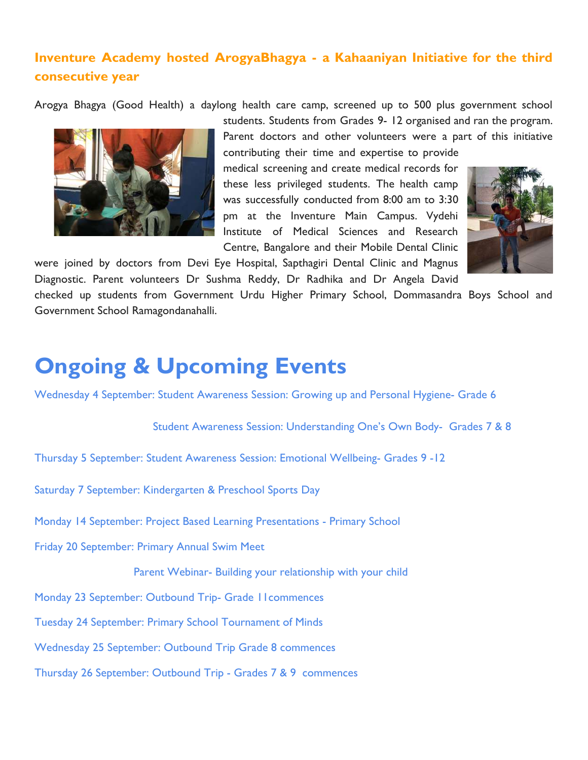### Inventure Academy hosted ArogyaBhagya - a Kahaaniyan Initiative for the third consecutive year

Arogya Bhagya (Good Health) a daylong health care camp, screened up to 500 plus government school students. Students from Grades 9- 12 organised and ran the program. Parent doctors and other volunteers were a part of this initiative contributing their time and expertise to provide medical screening and create medical records for these less privileged students. The health camp was successfully conducted from 8:00 am to 3:30 pm at the Inventure Main Campus. Vydehi Institute of Medical Sciences and Research Centre, Bangalore and their Mobile Dental Clinic were joined by doctors from Devi Eye Hospital, Sapthagiri Dental Clinic and Magnus Diagnostic. Parent volunteers Dr Sushma Reddy, Dr Radhika and Dr Angela David checked up students from Government Urdu Higher Primary School, Dommasandra Boys School and Government School Ramagondanahalli.

# Ongoing & Upcoming Events

Wednesday 4 September: Student Awareness Session: Growing up and Personal Hygiene- Grade 6

Student Awareness Session: Understanding One's Own Body- Grades 7 & 8

Thursday 5 September: Student Awareness Session: Emotional Wellbeing- Grades 9 -12

Saturday 7 September: Kindergarten & Preschool Sports Day

Monday 14 September: Project Based Learning Presentations - Primary School

Friday 20 September: Primary Annual Swim Meet

Parent Webinar- Building your relationship with your child

Monday 23 September: Outbound Trip- Grade 11commences

Tuesday 24 September: Primary School Tournament of Minds

Wednesday 25 September: Outbound Trip Grade 8 commences

Thursday 26 September: Outbound Trip - Grades 7 & 9 commences